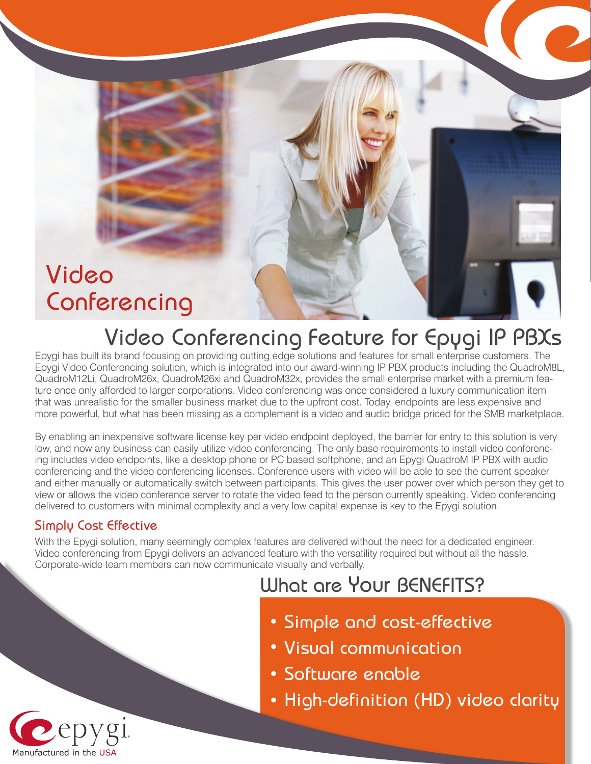# Video Conferencing

## Video Conferencing Feature for Epygi IP PBXs

Epygi has built its brand focusing on providing cutting edge solutions and features for small enterprise customers. The Epygi Video Conferencing solution, which is integrated into our award-winning IP PBX products including the QuadroM8L, QuadroM12Li, QuadroM26x, QuadroM26xi and QuadroM32x, provides the small enterprise market with a premium feature once only afforded to larger corporations. Video conferencing was once considered a luxury communication item that was unrealistic for the smaller business market due to the upfront cost. Today, endpoints are less expensive and more powerful, but what has been missing as a complement is a video and audio bridge priced for the SMB marketplace.

By enabling an inexpensive software license key per video endpoint deployed, the barrier for entry to this solution is very low, and now any business can easily utilize video conferencing. The only base requirements to install video conferencing includes video endpoints, like a desktop phone or PC based softphone, and an Epygi QuadroM IP PBX with audio conferencing and the video conferencing licenses. Conference users with video will be able to see the current speaker and either manually or automatically switch between participants. This gives the user power over which person they get to view or allows the video conference server to rotate the video feed to the person currently speaking. Video conferencing delivered to customers with minimal complexity and a very low capital expense is key to the Epygi solution.

### Simply Cost Effective

With the Epygi solution, many seemingly complex features are delivered without the need for a dedicated engineer. Video conferencing from Epygi delivers an advanced feature with the versatility required but without all the hassle. Corporate-wide team members can now communicate visually and verbally.

## What are Your BENEFITS?

- Simple and cost-effective
- Visual communication
- Software enable
- High-definition (HD) video clarity

epygi

Manufactured in the USA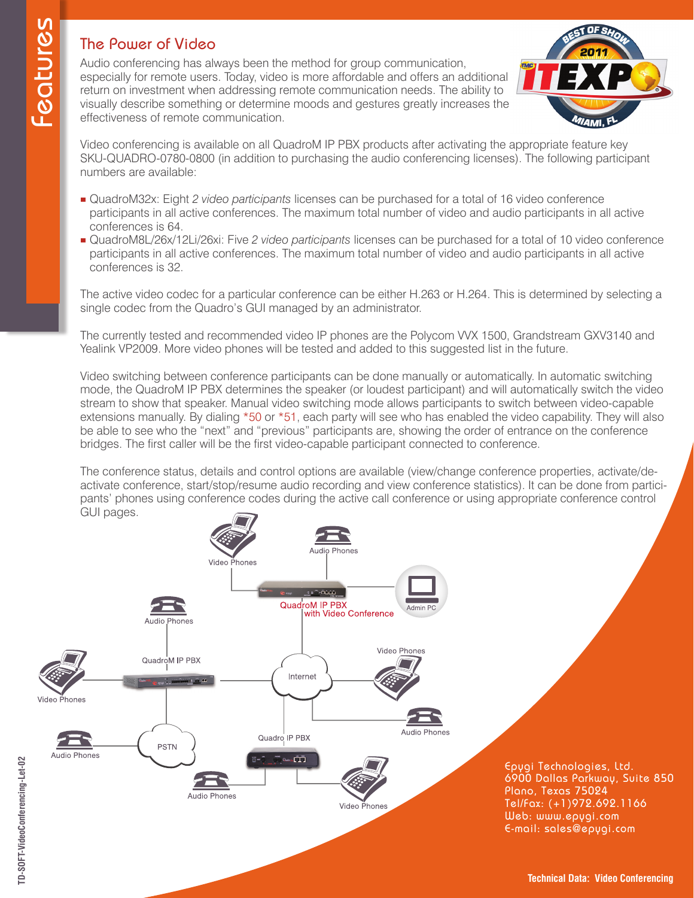## The Power of Video

Audio conferencing has always been the method for group communication, especially for remote users. Today, video is more affordable and offers an additional return on investment when addressing remote communication needs. The ability to visually describe something or determine moods and gestures greatly increases the effectiveness of remote communication.

Video conferencing is available on all QuadroM IP PBX products after activating the appropriate feature key SKU-QUADRO-0780-0800 (in addition to purchasing the audio conferencing licenses). The following participant numbers are available:

- QuadroM32x: Eight *2 video participants* licenses can be purchased for a total of 16 video conference participants in all active conferences. The maximum total number of video and audio participants in all active conferences is 64.
- QuadroM8L/26x/12Li/26xi: Five *2 video participants* licenses can be purchased for a total of 10 video conference participants in all active conferences. The maximum total number of video and audio participants in all active conferences is 32.

The active video codec for a particular conference can be either H.263 or H.264. This is determined by selecting a single codec from the Quadro's GUI managed by an administrator.

The currently tested and recommended video IP phones are the Polycom VVX 1500, Grandstream GXV3140 and Yealink VP2009. More video phones will be tested and added to this suggested list in the future.

Video switching between conference participants can be done manually or automatically. In automatic switching mode, the QuadroM IP PBX determines the speaker (or loudest participant) and will automatically switch the video stream to show that speaker. Manual video switching mode allows participants to switch between video-capable extensions manually. By dialing *50 or *51, each party will see who has enabled the video capability. They will also be able to see who the "next" and "previous" participants are, showing the order of entrance on the conference bridges. The first caller will be the first video-capable participant connected to conference.

The conference status, details and control options are available (view/change conference properties, activate/de-activate conference, start/stop/resume audio recording and view conference statistics). It can be done from participants' phones using conference codes during the active call conference or using appropriate conference control GUI pages.

Video Phones
Audio Phones
QuadroM IP PBX with Video Conference
Admin PC
Audio Phones
QuadroM IP PBX
Video Phones
Internet
Video Phones
Audio Phones
Audio Phones
PSTN
Quadro IP PBX
Audio Phones
Video Phones

Epygi Technologies, Ltd.
6900 Dallas Parkway, Suite 850
Plano, Texas 75024
Tel/Fax: (+1)972.692.1166
Web: www.epygi.com
E-mail: sales@epygi.com

TD-SOFT-VideoConferencing-Let-02

Technical Data: Video Conferencing